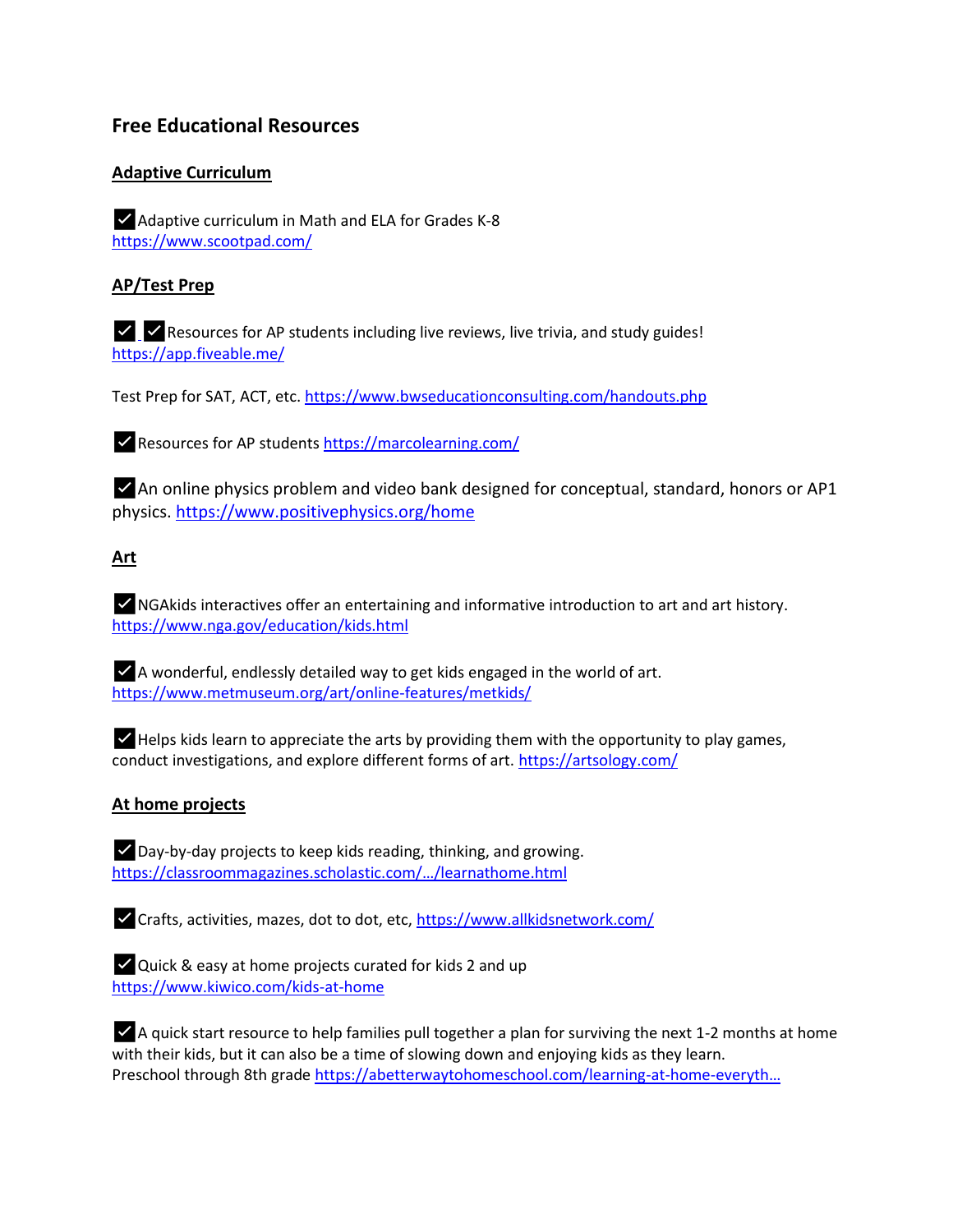# Free Educational Resources

## Adaptive Curriculum

✓ Adaptive curriculum in Math and ELA for Grades K-8
https://www.scootpad.com/

## AP/Test Prep

✓ ✓ Resources for AP students including live reviews, live trivia, and study guides!
https://app.fiveable.me/

Test Prep for SAT, ACT, etc. https://www.bwseducationconsulting.com/handouts.php

✓ Resources for AP students https://marcolearning.com/

✓ An online physics problem and video bank designed for conceptual, standard, honors or AP1 physics. https://www.positivephysics.org/home

## Art

✓ NGAkids interactives offer an entertaining and informative introduction to art and art history.
https://www.nga.gov/education/kids.html

✓ A wonderful, endlessly detailed way to get kids engaged in the world of art.
https://www.metmuseum.org/art/online-features/metkids/

✓ Helps kids learn to appreciate the arts by providing them with the opportunity to play games, conduct investigations, and explore different forms of art. https://artsology.com/

## At home projects

✓ Day-by-day projects to keep kids reading, thinking, and growing.
https://classroommagazines.scholastic.com/…/learnathome.html

✓ Crafts, activities, mazes, dot to dot, etc, https://www.allkidsnetwork.com/

✓ Quick & easy at home projects curated for kids 2 and up
https://www.kiwico.com/kids-at-home

✓ A quick start resource to help families pull together a plan for surviving the next 1-2 months at home with their kids, but it can also be a time of slowing down and enjoying kids as they learn.
Preschool through 8th grade https://abetterwaytohomeschool.com/learning-at-home-everyth…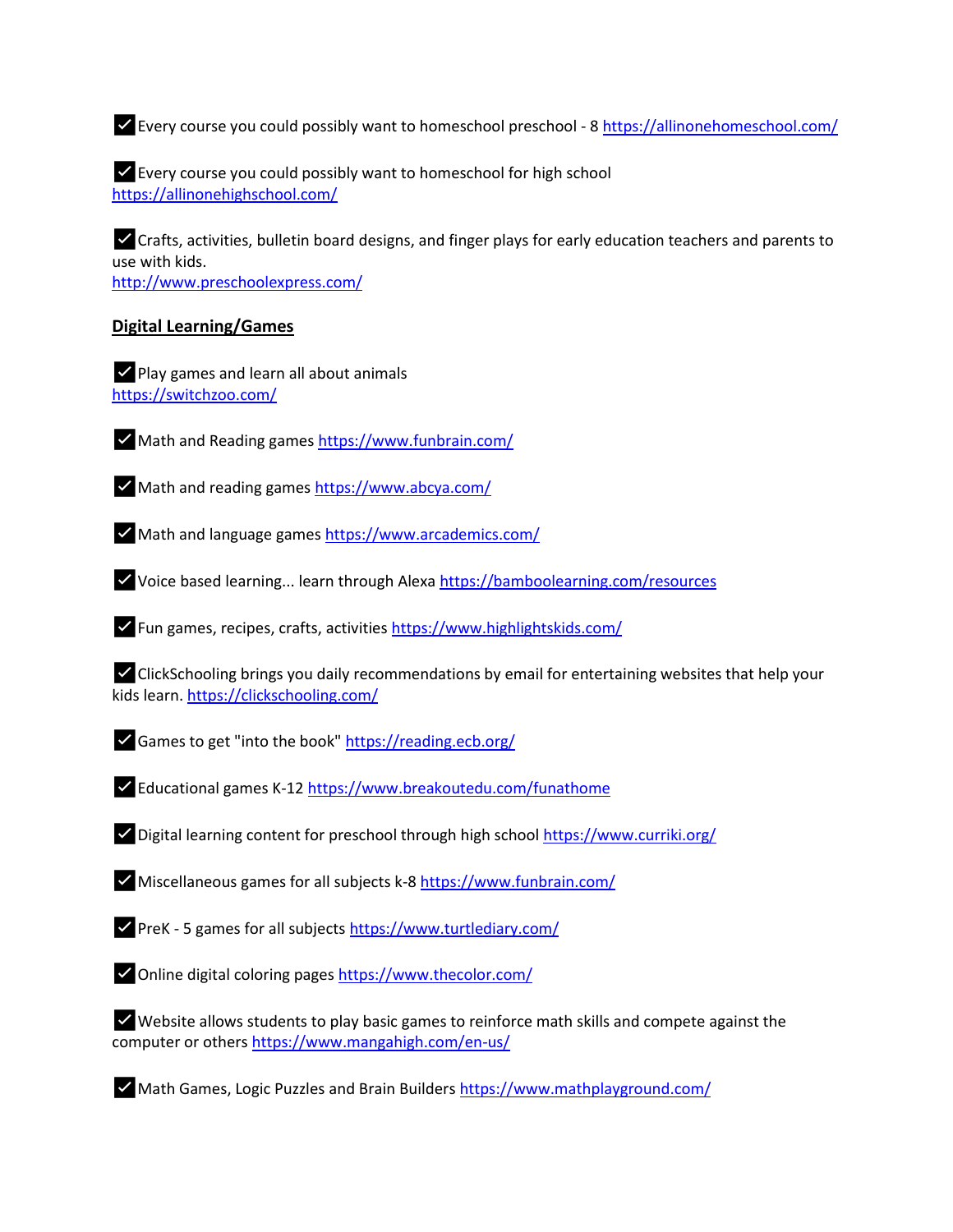- ✅ Every course you could possibly want to homeschool preschool - 8 https://allinonehomeschool.com/

- ✅ Every course you could possibly want to homeschool for high school https://allinonehighschool.com/

- ✅ Crafts, activities, bulletin board designs, and finger plays for early education teachers and parents to use with kids. http://www.preschoolexpress.com/

**Digital Learning/Games**

- ✅ Play games and learn all about animals https://switchzoo.com/

- ✅ Math and Reading games https://www.funbrain.com/

- ✅ Math and reading games https://www.abcya.com/

- ✅ Math and language games https://www.arcademics.com/

- ✅ Voice based learning... learn through Alexa https://bamboolearning.com/resources

- ✅ Fun games, recipes, crafts, activities https://www.highlightskids.com/

- ✅ ClickSchooling brings you daily recommendations by email for entertaining websites that help your kids learn. https://clickschooling.com/

- ✅ Games to get "into the book" https://reading.ecb.org/

- ✅ Educational games K-12 https://www.breakoutedu.com/funathome

- ✅ Digital learning content for preschool through high school https://www.curriki.org/

- ✅ Miscellaneous games for all subjects k-8 https://www.funbrain.com/

- ✅ PreK - 5 games for all subjects https://www.turtlediary.com/

- ✅ Online digital coloring pages https://www.thecolor.com/

- ✅ Website allows students to play basic games to reinforce math skills and compete against the computer or others https://www.mangahigh.com/en-us/

- ✅ Math Games, Logic Puzzles and Brain Builders https://www.mathplayground.com/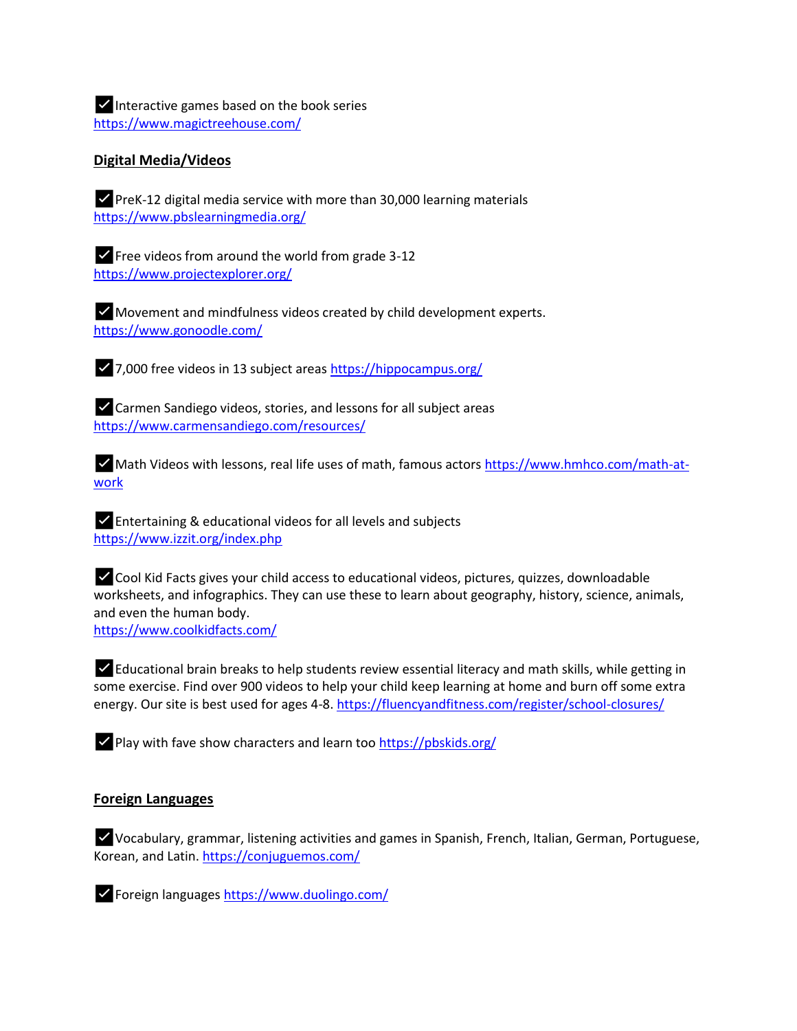✅ Interactive games based on the book series
https://www.magictreehouse.com/

## Digital Media/Videos

✅ PreK-12 digital media service with more than 30,000 learning materials
https://www.pbslearningmedia.org/

✅ Free videos from around the world from grade 3-12
https://www.projectexplorer.org/

✅ Movement and mindfulness videos created by child development experts.
https://www.gonoodle.com/

✅ 7,000 free videos in 13 subject areas https://hippocampus.org/

✅ Carmen Sandiego videos, stories, and lessons for all subject areas
https://www.carmensandiego.com/resources/

✅ Math Videos with lessons, real life uses of math, famous actors https://www.hmhco.com/math-at-work

✅ Entertaining & educational videos for all levels and subjects
https://www.izzit.org/index.php

✅ Cool Kid Facts gives your child access to educational videos, pictures, quizzes, downloadable worksheets, and infographics. They can use these to learn about geography, history, science, animals, and even the human body.
https://www.coolkidfacts.com/

✅ Educational brain breaks to help students review essential literacy and math skills, while getting in some exercise. Find over 900 videos to help your child keep learning at home and burn off some extra energy. Our site is best used for ages 4-8. https://fluencyandfitness.com/register/school-closures/

✅ Play with fave show characters and learn too https://pbskids.org/

## Foreign Languages

✅ Vocabulary, grammar, listening activities and games in Spanish, French, Italian, German, Portuguese, Korean, and Latin. https://conjuguemos.com/

✅ Foreign languages https://www.duolingo.com/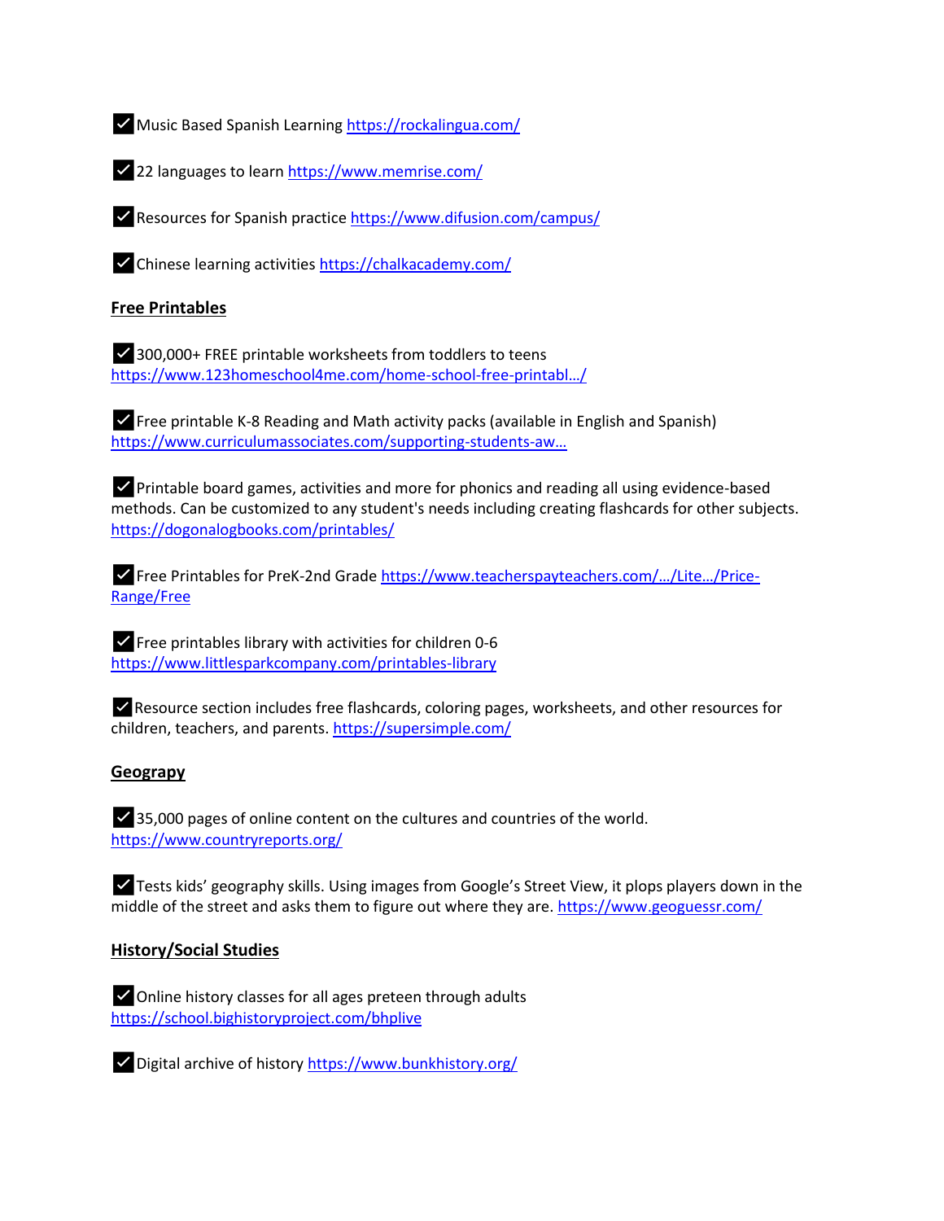- ✅ Music Based Spanish Learning https://rockalingua.com/

- ✅ 22 languages to learn https://www.memrise.com/

- ✅ Resources for Spanish practice https://www.difusion.com/campus/

- ✅ Chinese learning activities https://chalkacademy.com/

## **Free Printables**

- ✅ 300,000+ FREE printable worksheets from toddlers to teens https://www.123homeschool4me.com/home-school-free-printabl…/

- ✅ Free printable K-8 Reading and Math activity packs (available in English and Spanish) https://www.curriculumassociates.com/supporting-students-aw…

- ✅ Printable board games, activities and more for phonics and reading all using evidence-based methods. Can be customized to any student's needs including creating flashcards for other subjects. https://dogonalogbooks.com/printables/

- ✅ Free Printables for PreK-2nd Grade https://www.teacherspayteachers.com/…/Lite…/Price-Range/Free

- ✅ Free printables library with activities for children 0-6 https://www.littlesparkcompany.com/printables-library

- ✅ Resource section includes free flashcards, coloring pages, worksheets, and other resources for children, teachers, and parents. https://supersimple.com/

## **Geograpy**

- ✅ 35,000 pages of online content on the cultures and countries of the world. https://www.countryreports.org/

- ✅ Tests kids' geography skills. Using images from Google's Street View, it plops players down in the middle of the street and asks them to figure out where they are. https://www.geoguessr.com/

## **History/Social Studies**

- ✅ Online history classes for all ages preteen through adults https://school.bighistoryproject.com/bhplive

- ✅ Digital archive of history https://www.bunkhistory.org/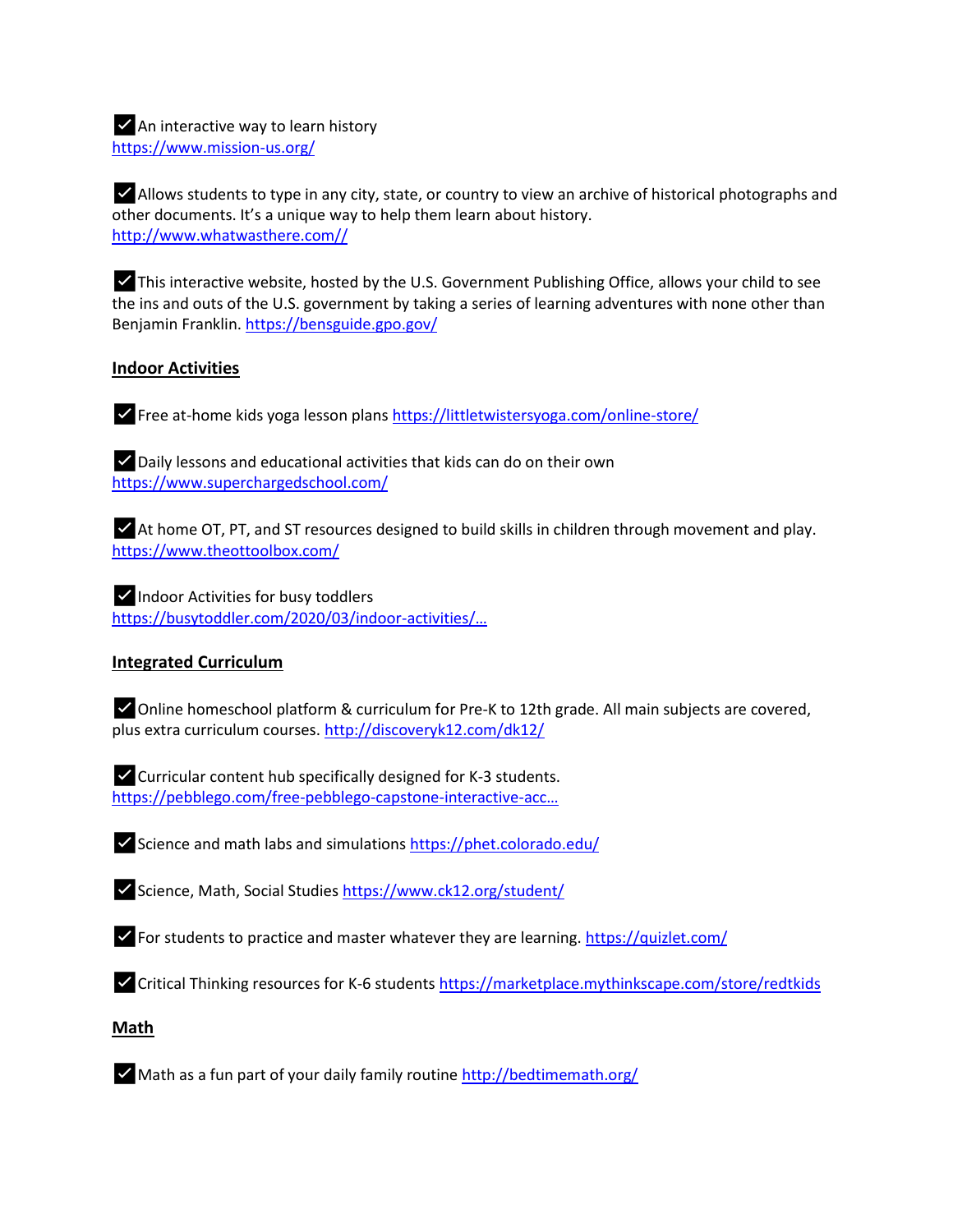✅ An interactive way to learn history
https://www.mission-us.org/

✅ Allows students to type in any city, state, or country to view an archive of historical photographs and other documents. It's a unique way to help them learn about history.
http://www.whatwasthere.com//

✅ This interactive website, hosted by the U.S. Government Publishing Office, allows your child to see the ins and outs of the U.S. government by taking a series of learning adventures with none other than Benjamin Franklin. https://bensguide.gpo.gov/

**Indoor Activities**

✅ Free at-home kids yoga lesson plans https://littletwistersyoga.com/online-store/

✅ Daily lessons and educational activities that kids can do on their own
https://www.superchargedschool.com/

✅ At home OT, PT, and ST resources designed to build skills in children through movement and play.
https://www.theottoolbox.com/

✅ Indoor Activities for busy toddlers
https://busytoddler.com/2020/03/indoor-activities/...

**Integrated Curriculum**

✅ Online homeschool platform & curriculum for Pre-K to 12th grade. All main subjects are covered, plus extra curriculum courses. http://discoveryk12.com/dk12/

✅ Curricular content hub specifically designed for K-3 students.
https://pebblego.com/free-pebblego-capstone-interactive-acc...

✅ Science and math labs and simulations https://phet.colorado.edu/

✅ Science, Math, Social Studies https://www.ck12.org/student/

✅ For students to practice and master whatever they are learning. https://quizlet.com/

✅ Critical Thinking resources for K-6 students https://marketplace.mythinkscape.com/store/redtkids

**Math**

✅ Math as a fun part of your daily family routine http://bedtimemath.org/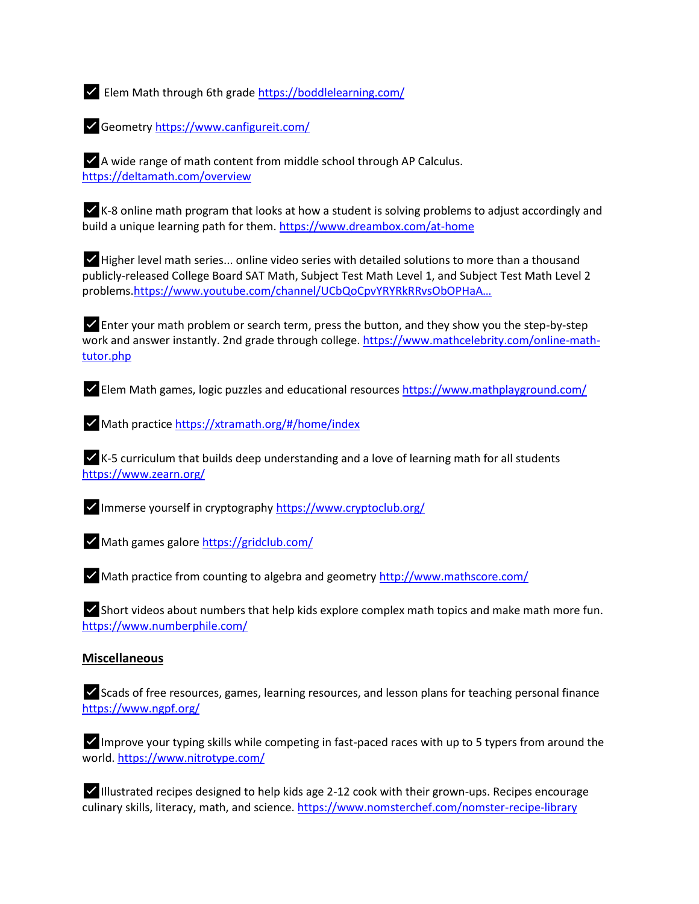- ✓ Elem Math through 6th grade https://boddlelearning.com/

- ✓ Geometry https://www.canfigureit.com/

- ✓ A wide range of math content from middle school through AP Calculus. https://deltamath.com/overview

- ✓ K-8 online math program that looks at how a student is solving problems to adjust accordingly and build a unique learning path for them. https://www.dreambox.com/at-home

- ✓ Higher level math series... online video series with detailed solutions to more than a thousand publicly-released College Board SAT Math, Subject Test Math Level 1, and Subject Test Math Level 2 problems. https://www.youtube.com/channel/UCbQoCpvYRYRkRRvsObOPHaA...

- ✓ Enter your math problem or search term, press the button, and they show you the step-by-step work and answer instantly. 2nd grade through college. https://www.mathcelebrity.com/online-math-tutor.php

- ✓ Elem Math games, logic puzzles and educational resources https://www.mathplayground.com/

- ✓ Math practice https://xtramath.org/#/home/index

- ✓ K-5 curriculum that builds deep understanding and a love of learning math for all students https://www.zearn.org/

- ✓ Immerse yourself in cryptography https://www.cryptoclub.org/

- ✓ Math games galore https://gridclub.com/

- ✓ Math practice from counting to algebra and geometry http://www.mathscore.com/

- ✓ Short videos about numbers that help kids explore complex math topics and make math more fun. https://www.numberphile.com/

**Miscellaneous**

- ✓ Scads of free resources, games, learning resources, and lesson plans for teaching personal finance https://www.ngpf.org/

- ✓ Improve your typing skills while competing in fast-paced races with up to 5 typers from around the world. https://www.nitrotype.com/

- ✓ Illustrated recipes designed to help kids age 2-12 cook with their grown-ups. Recipes encourage culinary skills, literacy, math, and science. https://www.nomsterchef.com/nomster-recipe-library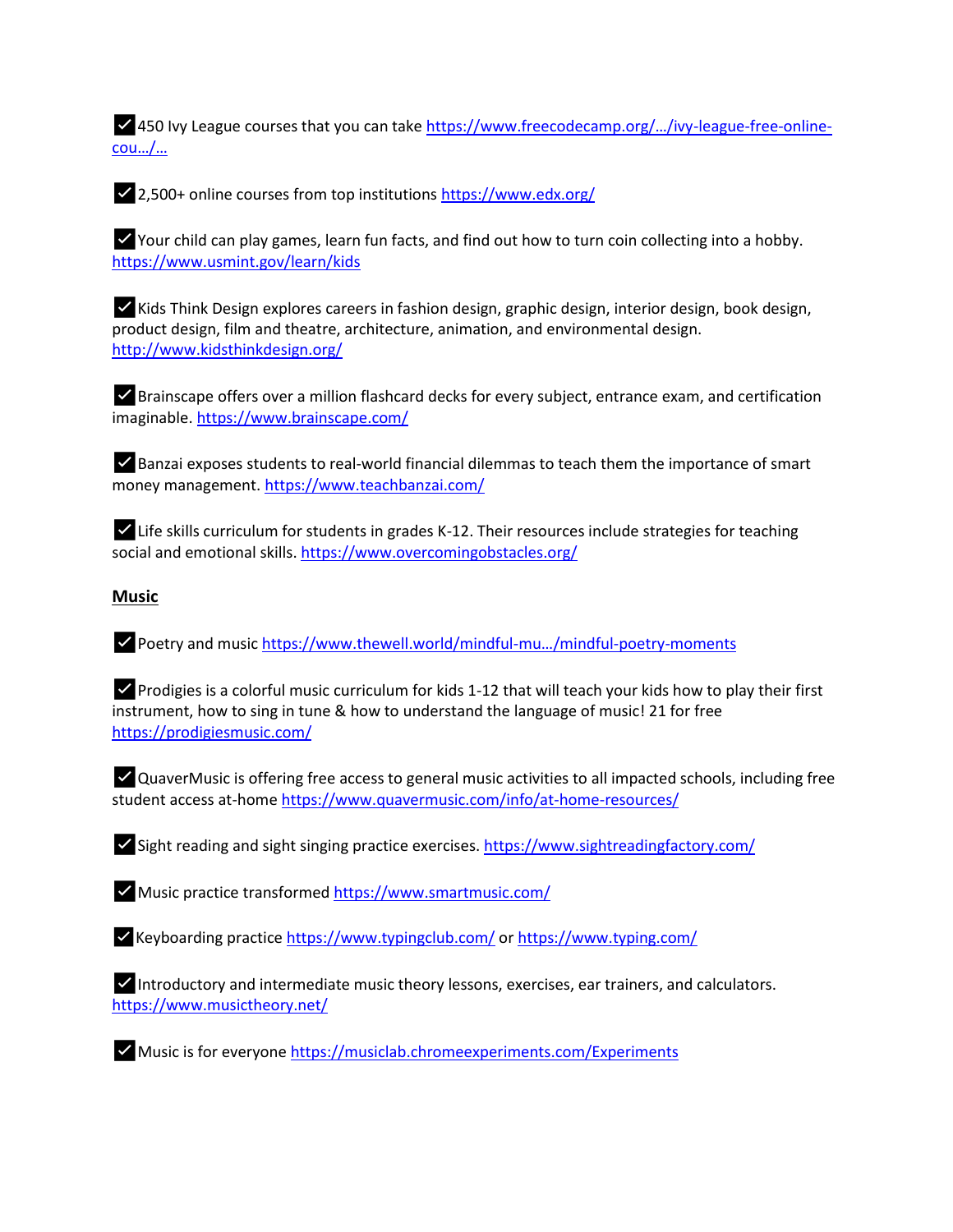✅ 450 Ivy League courses that you can take https://www.freecodecamp.org/…/ivy-league-free-online-cou…/…

✅ 2,500+ online courses from top institutions https://www.edx.org/

✅ Your child can play games, learn fun facts, and find out how to turn coin collecting into a hobby. https://www.usmint.gov/learn/kids

✅ Kids Think Design explores careers in fashion design, graphic design, interior design, book design, product design, film and theatre, architecture, animation, and environmental design. http://www.kidsthinkdesign.org/

✅ Brainscape offers over a million flashcard decks for every subject, entrance exam, and certification imaginable. https://www.brainscape.com/

✅ Banzai exposes students to real-world financial dilemmas to teach them the importance of smart money management. https://www.teachbanzai.com/

✅ Life skills curriculum for students in grades K-12. Their resources include strategies for teaching social and emotional skills. https://www.overcomingobstacles.org/

**Music**

✅ Poetry and music https://www.thewell.world/mindful-mu…/mindful-poetry-moments

✅ Prodigies is a colorful music curriculum for kids 1-12 that will teach your kids how to play their first instrument, how to sing in tune & how to understand the language of music! 21 for free https://prodigiesmusic.com/

✅ QuaverMusic is offering free access to general music activities to all impacted schools, including free student access at-home https://www.quavermusic.com/info/at-home-resources/

✅ Sight reading and sight singing practice exercises. https://www.sightreadingfactory.com/

✅ Music practice transformed https://www.smartmusic.com/

✅ Keyboarding practice https://www.typingclub.com/ or https://www.typing.com/

✅ Introductory and intermediate music theory lessons, exercises, ear trainers, and calculators. https://www.musictheory.net/

✅ Music is for everyone https://musiclab.chromeexperiments.com/Experiments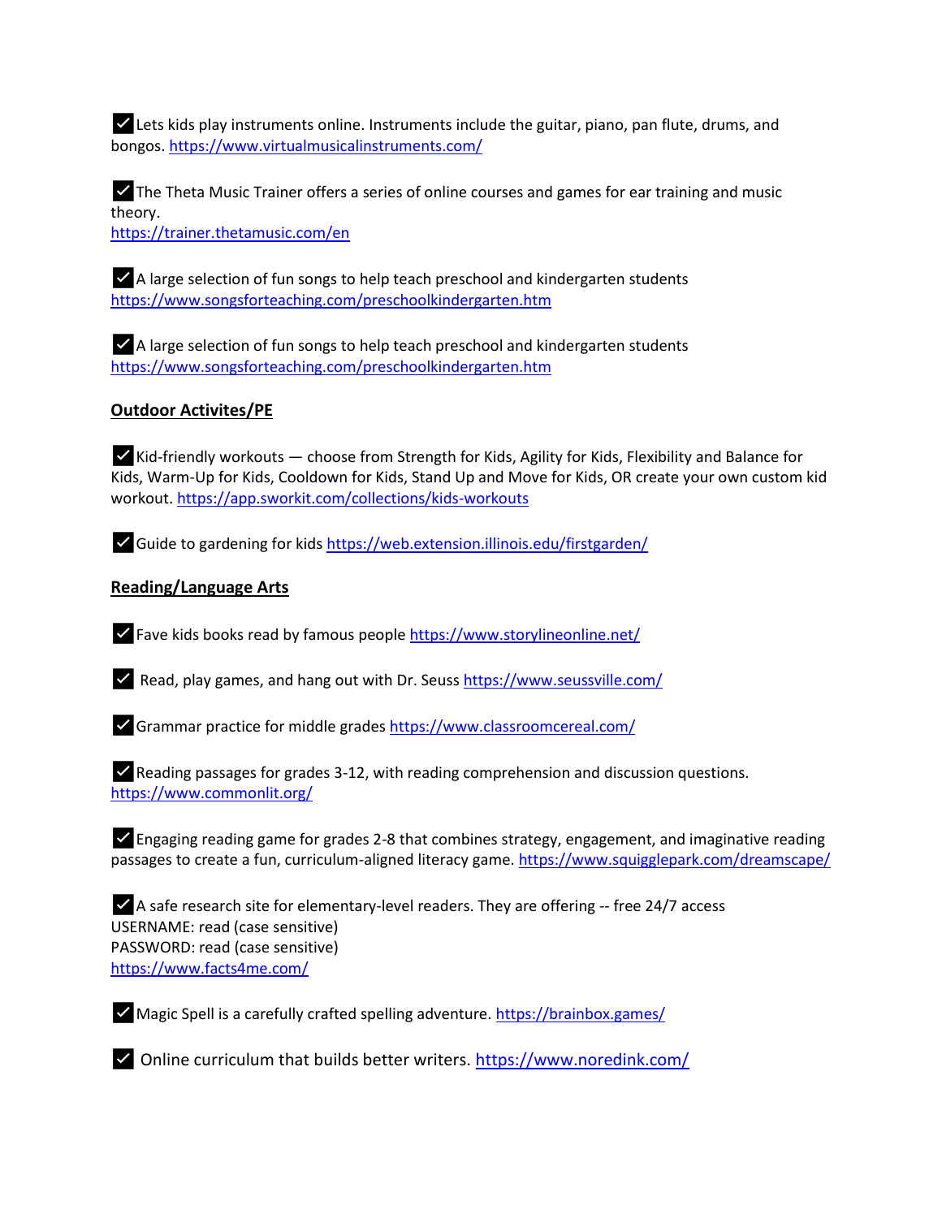☑ Lets kids play instruments online. Instruments include the guitar, piano, pan flute, drums, and bongos. https://www.virtualmusicalinstruments.com/

☑ The Theta Music Trainer offers a series of online courses and games for ear training and music theory.
https://trainer.thetamusic.com/en

☑ A large selection of fun songs to help teach preschool and kindergarten students
https://www.songsforteaching.com/preschoolkindergarten.htm

☑ A large selection of fun songs to help teach preschool and kindergarten students
https://www.songsforteaching.com/preschoolkindergarten.htm

**Outdoor Activites/PE**

☑ Kid-friendly workouts — choose from Strength for Kids, Agility for Kids, Flexibility and Balance for Kids, Warm-Up for Kids, Cooldown for Kids, Stand Up and Move for Kids, OR create your own custom kid workout. https://app.sworkit.com/collections/kids-workouts

☑ Guide to gardening for kids https://web.extension.illinois.edu/firstgarden/

**Reading/Language Arts**

☑ Fave kids books read by famous people https://www.storylineonline.net/

☑ Read, play games, and hang out with Dr. Seuss https://www.seussville.com/

☑ Grammar practice for middle grades https://www.classroomcereal.com/

☑ Reading passages for grades 3-12, with reading comprehension and discussion questions.
https://www.commonlit.org/

☑ Engaging reading game for grades 2-8 that combines strategy, engagement, and imaginative reading passages to create a fun, curriculum-aligned literacy game. https://www.squigglepark.com/dreamscape/

☑ A safe research site for elementary-level readers. They are offering -- free 24/7 access
USERNAME: read (case sensitive)
PASSWORD: read (case sensitive)
https://www.facts4me.com/

☑ Magic Spell is a carefully crafted spelling adventure. https://brainbox.games/

☑ Online curriculum that builds better writers. https://www.noredink.com/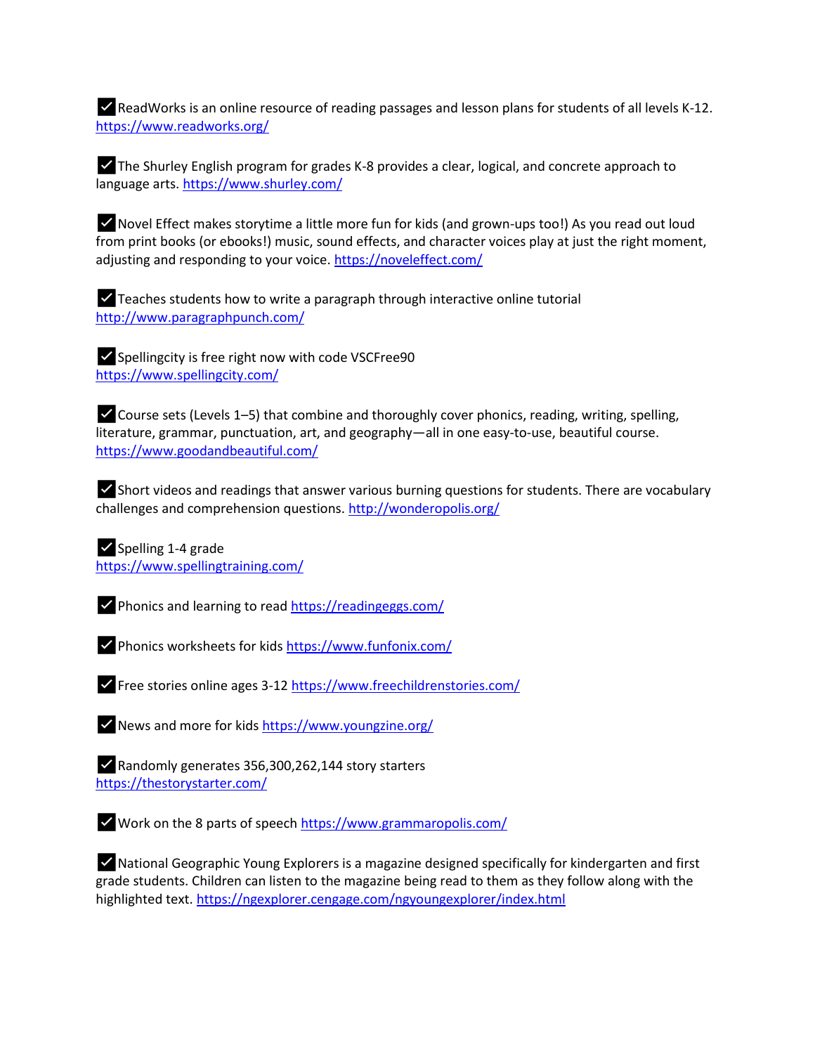✓ ReadWorks is an online resource of reading passages and lesson plans for students of all levels K-12. https://www.readworks.org/

✓ The Shurley English program for grades K-8 provides a clear, logical, and concrete approach to language arts. https://www.shurley.com/

✓ Novel Effect makes storytime a little more fun for kids (and grown-ups too!) As you read out loud from print books (or ebooks!) music, sound effects, and character voices play at just the right moment, adjusting and responding to your voice. https://noveleffect.com/

✓ Teaches students how to write a paragraph through interactive online tutorial http://www.paragraphpunch.com/

✓ Spellingcity is free right now with code VSCFree90 https://www.spellingcity.com/

✓ Course sets (Levels 1–5) that combine and thoroughly cover phonics, reading, writing, spelling, literature, grammar, punctuation, art, and geography—all in one easy-to-use, beautiful course. https://www.goodandbeautiful.com/

✓ Short videos and readings that answer various burning questions for students. There are vocabulary challenges and comprehension questions. http://wonderopolis.org/

✓ Spelling 1-4 grade https://www.spellingtraining.com/

✓ Phonics and learning to read https://readingeggs.com/

✓ Phonics worksheets for kids https://www.funfonix.com/

✓ Free stories online ages 3-12 https://www.freechildrenstories.com/

✓ News and more for kids https://www.youngzine.org/

✓ Randomly generates 356,300,262,144 story starters https://thestorystarter.com/

✓ Work on the 8 parts of speech https://www.grammaropolis.com/

✓ National Geographic Young Explorers is a magazine designed specifically for kindergarten and first grade students. Children can listen to the magazine being read to them as they follow along with the highlighted text. https://ngexplorer.cengage.com/ngyoungexplorer/index.html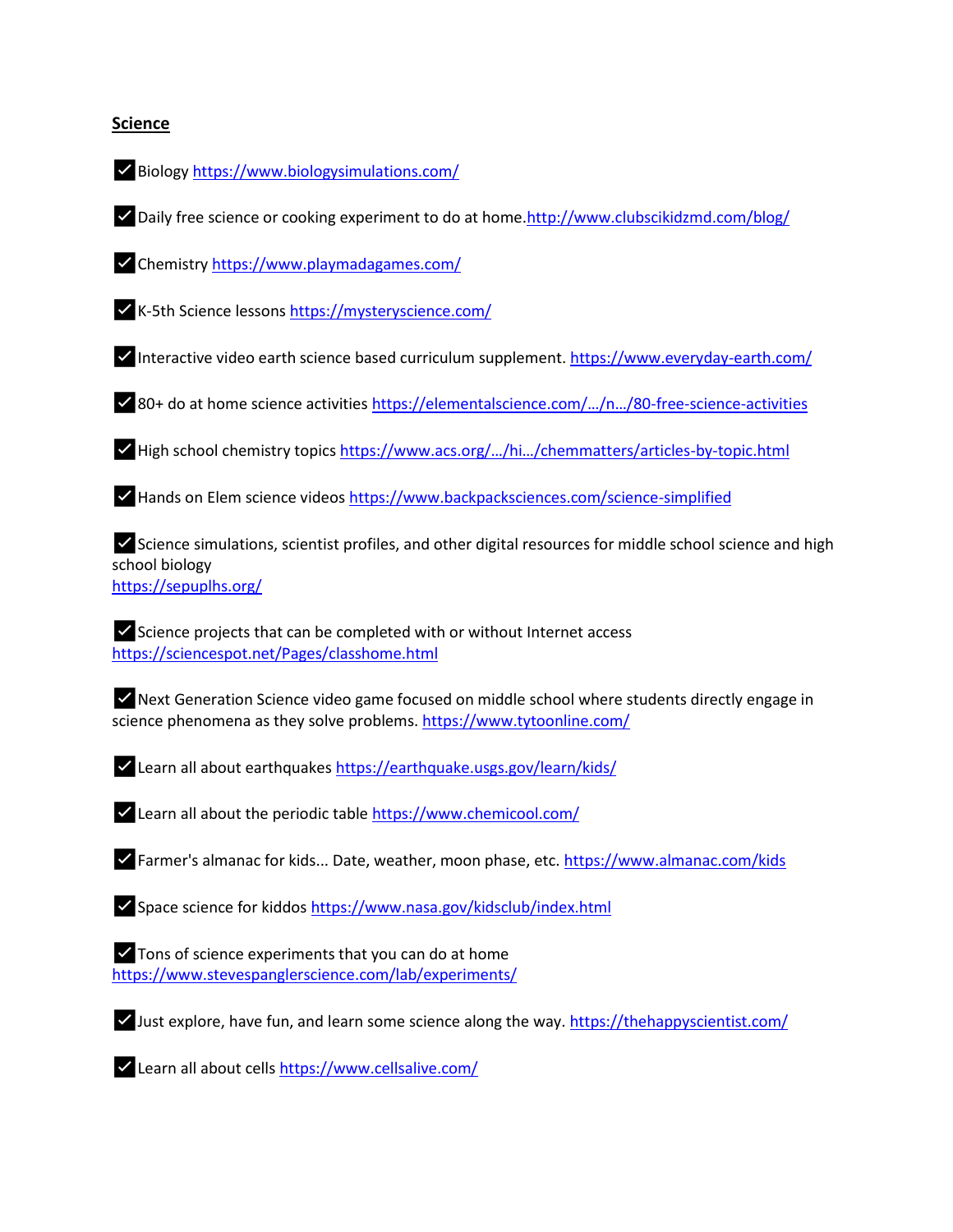**Science**

- ✅ Biology https://www.biologysimulations.com/
- ✅ Daily free science or cooking experiment to do at home.http://www.clubscikidzmd.com/blog/
- ✅ Chemistry https://www.playmadagames.com/
- ✅ K-5th Science lessons https://mysteryscience.com/
- ✅ Interactive video earth science based curriculum supplement. https://www.everyday-earth.com/
- ✅ 80+ do at home science activities https://elementalscience.com/…/n…/80-free-science-activities
- ✅ High school chemistry topics https://www.acs.org/…/hi…/chemmatters/articles-by-topic.html
- ✅ Hands on Elem science videos https://www.backpacksciences.com/science-simplified
- ✅ Science simulations, scientist profiles, and other digital resources for middle school science and high school biology
  https://sepuplhs.org/
- ✅ Science projects that can be completed with or without Internet access
  https://sciencespot.net/Pages/classhome.html
- ✅ Next Generation Science video game focused on middle school where students directly engage in science phenomena as they solve problems. https://www.tytoonline.com/
- ✅ Learn all about earthquakes https://earthquake.usgs.gov/learn/kids/
- ✅ Learn all about the periodic table https://www.chemicool.com/
- ✅ Farmer's almanac for kids... Date, weather, moon phase, etc. https://www.almanac.com/kids
- ✅ Space science for kiddos https://www.nasa.gov/kidsclub/index.html
- ✅ Tons of science experiments that you can do at home
  https://www.stevespanglerscience.com/lab/experiments/
- ✅ Just explore, have fun, and learn some science along the way. https://thehappyscientist.com/
- ✅ Learn all about cells https://www.cellsalive.com/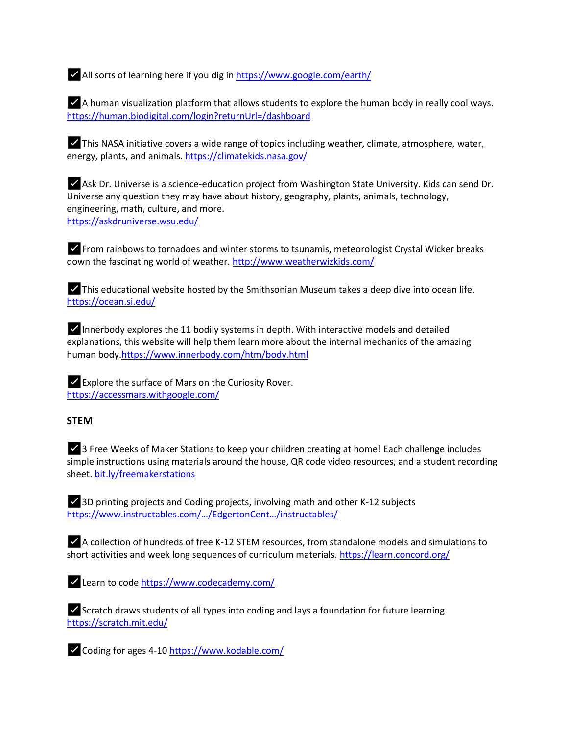✅ All sorts of learning here if you dig in https://www.google.com/earth/

✅ A human visualization platform that allows students to explore the human body in really cool ways. https://human.biodigital.com/login?returnUrl=/dashboard

✅ This NASA initiative covers a wide range of topics including weather, climate, atmosphere, water, energy, plants, and animals. https://climatekids.nasa.gov/

✅ Ask Dr. Universe is a science-education project from Washington State University. Kids can send Dr. Universe any question they may have about history, geography, plants, animals, technology, engineering, math, culture, and more.
https://askdruniverse.wsu.edu/

✅ From rainbows to tornadoes and winter storms to tsunamis, meteorologist Crystal Wicker breaks down the fascinating world of weather. http://www.weatherwizkids.com/

✅ This educational website hosted by the Smithsonian Museum takes a deep dive into ocean life. https://ocean.si.edu/

✅ Innerbody explores the 11 bodily systems in depth. With interactive models and detailed explanations, this website will help them learn more about the internal mechanics of the amazing human body.https://www.innerbody.com/htm/body.html

✅ Explore the surface of Mars on the Curiosity Rover.
https://accessmars.withgoogle.com/

**STEM**

✅ 3 Free Weeks of Maker Stations to keep your children creating at home! Each challenge includes simple instructions using materials around the house, QR code video resources, and a student recording sheet. bit.ly/freemakerstations

✅ 3D printing projects and Coding projects, involving math and other K-12 subjects
https://www.instructables.com/…/EdgertonCent…/instructables/

✅ A collection of hundreds of free K-12 STEM resources, from standalone models and simulations to short activities and week long sequences of curriculum materials. https://learn.concord.org/

✅ Learn to code https://www.codecademy.com/

✅ Scratch draws students of all types into coding and lays a foundation for future learning.
https://scratch.mit.edu/

✅ Coding for ages 4-10 https://www.kodable.com/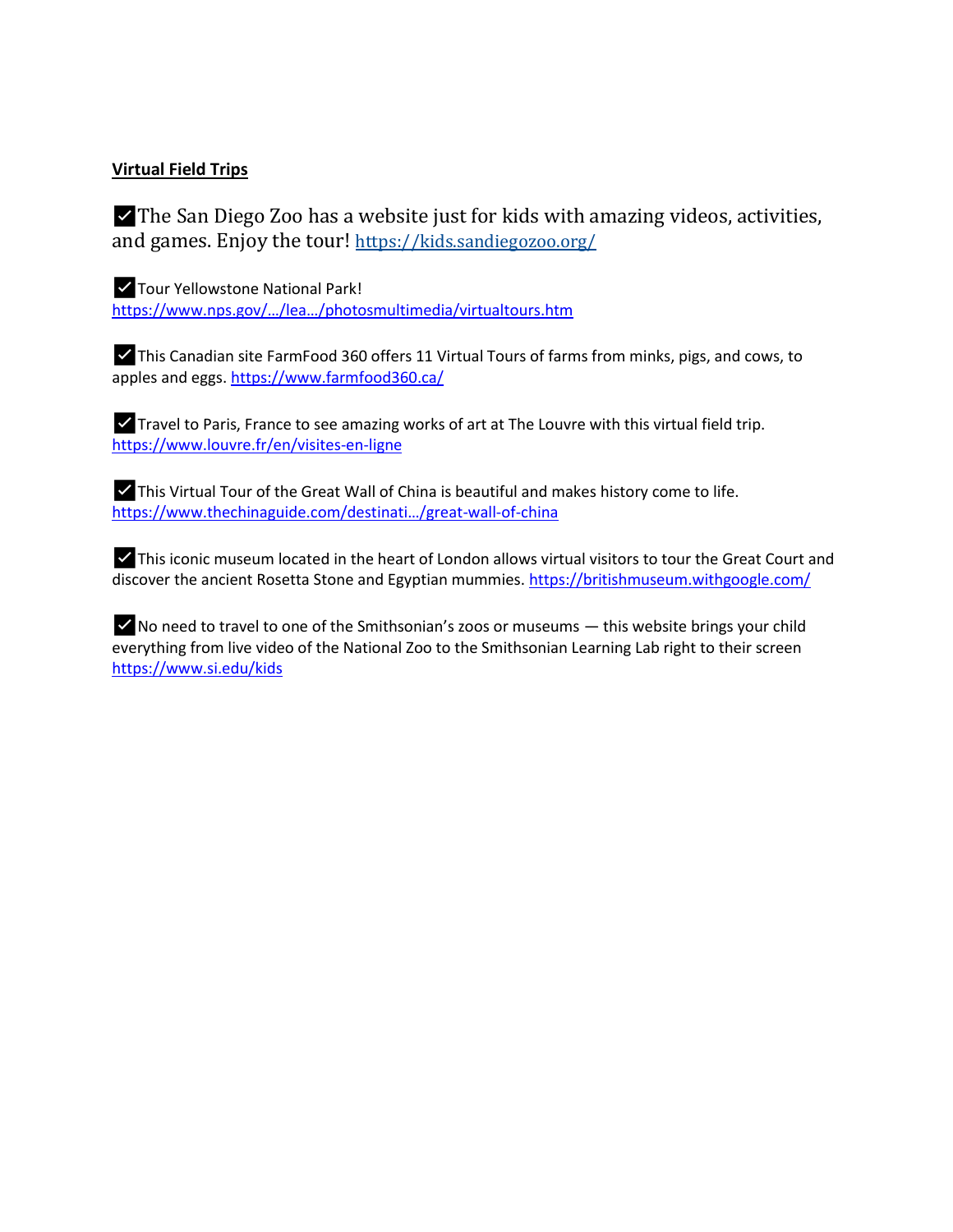**Virtual Field Trips**

✅ The San Diego Zoo has a website just for kids with amazing videos, activities, and games. Enjoy the tour! https://kids.sandiegozoo.org/

✅ Tour Yellowstone National Park!
https://www.nps.gov/…/lea…/photosmultimedia/virtualtours.htm

✅ This Canadian site FarmFood 360 offers 11 Virtual Tours of farms from minks, pigs, and cows, to apples and eggs. https://www.farmfood360.ca/

✅ Travel to Paris, France to see amazing works of art at The Louvre with this virtual field trip.
https://www.louvre.fr/en/visites-en-ligne

✅ This Virtual Tour of the Great Wall of China is beautiful and makes history come to life.
https://www.thechinaguide.com/destinati…/great-wall-of-china

✅ This iconic museum located in the heart of London allows virtual visitors to tour the Great Court and discover the ancient Rosetta Stone and Egyptian mummies. https://britishmuseum.withgoogle.com/

✅ No need to travel to one of the Smithsonian's zoos or museums — this website brings your child everything from live video of the National Zoo to the Smithsonian Learning Lab right to their screen
https://www.si.edu/kids